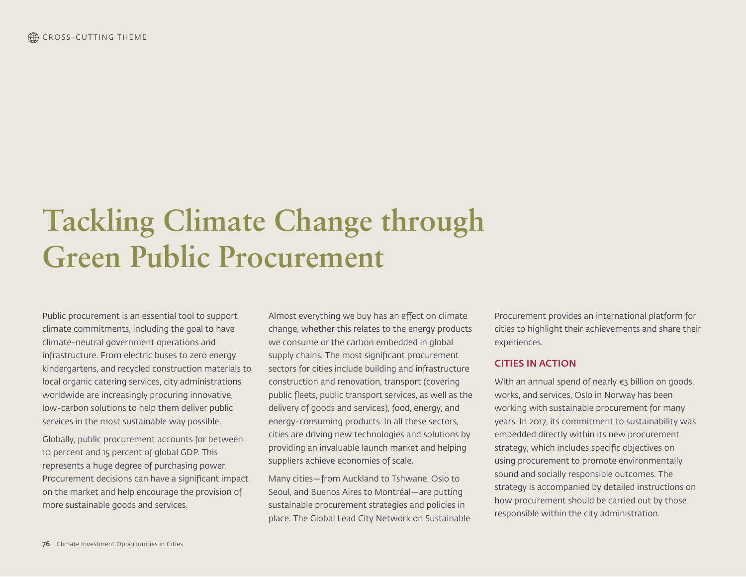CROSS-CUTTING THEME

# Tackling Climate Change through Green Public Procurement

Public procurement is an essential tool to support climate commitments, including the goal to have climate-neutral government operations and infrastructure. From electric buses to zero energy kindergartens, and recycled construction materials to local organic catering services, city administrations worldwide are increasingly procuring innovative, low-carbon solutions to help them deliver public services in the most sustainable way possible.

Globally, public procurement accounts for between 10 percent and 15 percent of global GDP. This represents a huge degree of purchasing power. Procurement decisions can have a significant impact on the market and help encourage the provision of more sustainable goods and services.

Almost everything we buy has an effect on climate change, whether this relates to the energy products we consume or the carbon embedded in global supply chains. The most significant procurement sectors for cities include building and infrastructure construction and renovation, transport (covering public fleets, public transport services, as well as the delivery of goods and services), food, energy, and energy-consuming products. In all these sectors, cities are driving new technologies and solutions by providing an invaluable launch market and helping suppliers achieve economies of scale.

Many cities—from Auckland to Tshwane, Oslo to Seoul, and Buenos Aires to Montréal—are putting sustainable procurement strategies and policies in place. The Global Lead City Network on Sustainable Procurement provides an international platform for cities to highlight their achievements and share their experiences.

## CITIES IN ACTION

With an annual spend of nearly €3 billion on goods, works, and services, Oslo in Norway has been working with sustainable procurement for many years. In 2017, its commitment to sustainability was embedded directly within its new procurement strategy, which includes specific objectives on using procurement to promote environmentally sound and socially responsible outcomes. The strategy is accompanied by detailed instructions on how procurement should be carried out by those responsible within the city administration.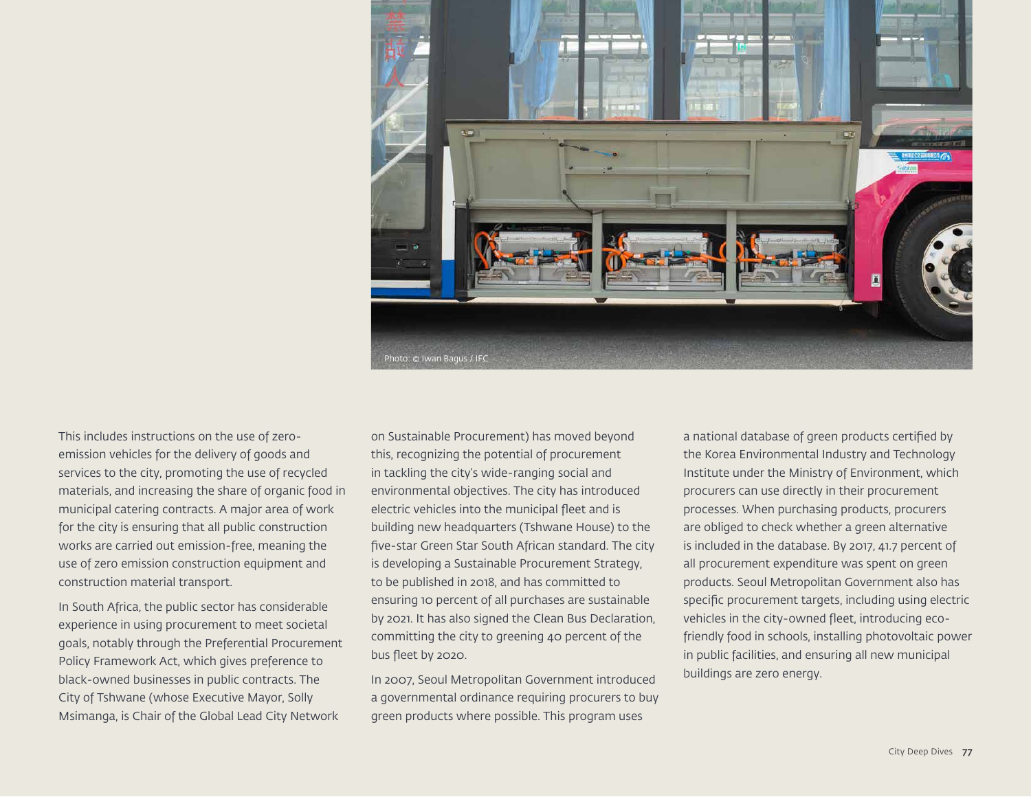Photo: © Iwan Bagus / IFC

This includes instructions on the use of zero-emission vehicles for the delivery of goods and services to the city, promoting the use of recycled materials, and increasing the share of organic food in municipal catering contracts. A major area of work for the city is ensuring that all public construction works are carried out emission-free, meaning the use of zero emission construction equipment and construction material transport.

In South Africa, the public sector has considerable experience in using procurement to meet societal goals, notably through the Preferential Procurement Policy Framework Act, which gives preference to black-owned businesses in public contracts. The City of Tshwane (whose Executive Mayor, Solly Msimanga, is Chair of the Global Lead City Network on Sustainable Procurement) has moved beyond this, recognizing the potential of procurement in tackling the city's wide-ranging social and environmental objectives. The city has introduced electric vehicles into the municipal fleet and is building new headquarters (Tshwane House) to the five-star Green Star South African standard. The city is developing a Sustainable Procurement Strategy, to be published in 2018, and has committed to ensuring 10 percent of all purchases are sustainable by 2021. It has also signed the Clean Bus Declaration, committing the city to greening 40 percent of the bus fleet by 2020.

In 2007, Seoul Metropolitan Government introduced a governmental ordinance requiring procurers to buy green products where possible. This program uses a national database of green products certified by the Korea Environmental Industry and Technology Institute under the Ministry of Environment, which procurers can use directly in their procurement processes. When purchasing products, procurers are obliged to check whether a green alternative is included in the database. By 2017, 41.7 percent of all procurement expenditure was spent on green products. Seoul Metropolitan Government also has specific procurement targets, including using electric vehicles in the city-owned fleet, introducing eco-friendly food in schools, installing photovoltaic power in public facilities, and ensuring all new municipal buildings are zero energy.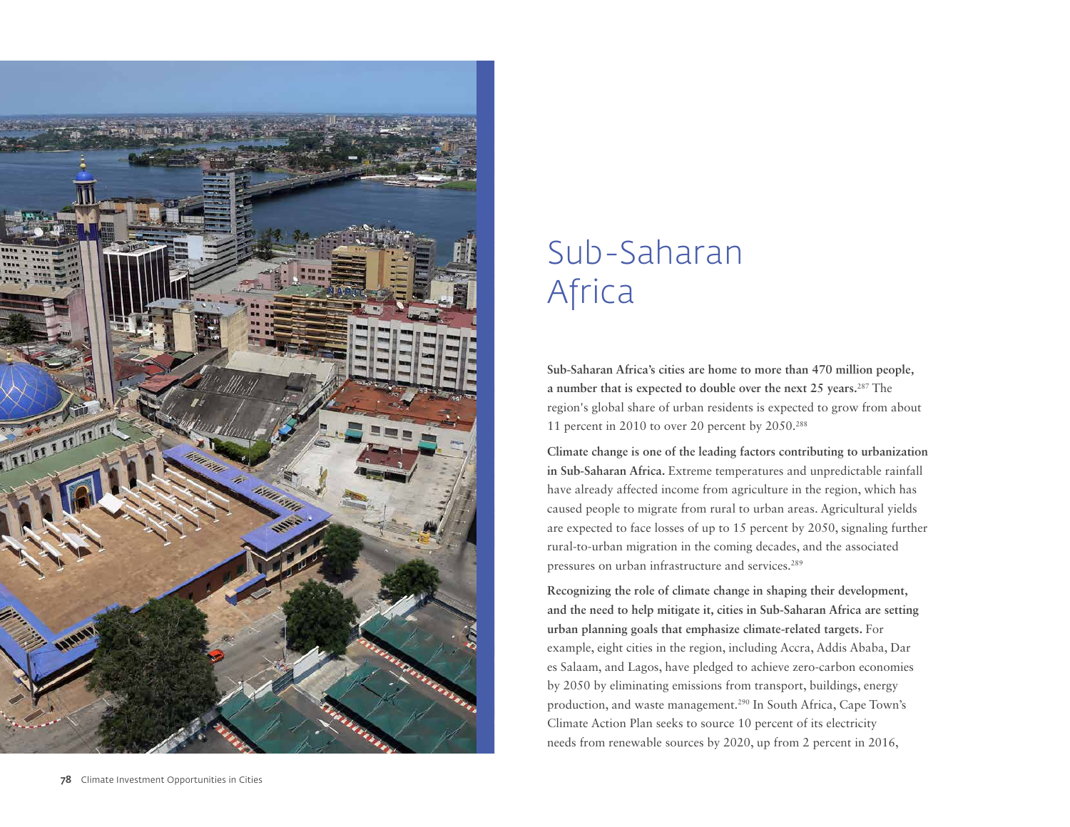# Sub-Saharan Africa

**Sub-Saharan Africa's cities are home to more than 470 million people, a number that is expected to double over the next 25 years.**[287] The region's global share of urban residents is expected to grow from about 11 percent in 2010 to over 20 percent by 2050.[288]

**Climate change is one of the leading factors contributing to urbanization in Sub-Saharan Africa.** Extreme temperatures and unpredictable rainfall have already affected income from agriculture in the region, which has caused people to migrate from rural to urban areas. Agricultural yields are expected to face losses of up to 15 percent by 2050, signaling further rural-to-urban migration in the coming decades, and the associated pressures on urban infrastructure and services.[289]

**Recognizing the role of climate change in shaping their development, and the need to help mitigate it, cities in Sub-Saharan Africa are setting urban planning goals that emphasize climate-related targets.** For example, eight cities in the region, including Accra, Addis Ababa, Dar es Salaam, and Lagos, have pledged to achieve zero-carbon economies by 2050 by eliminating emissions from transport, buildings, energy production, and waste management.[290] In South Africa, Cape Town's Climate Action Plan seeks to source 10 percent of its electricity needs from renewable sources by 2020, up from 2 percent in 2016,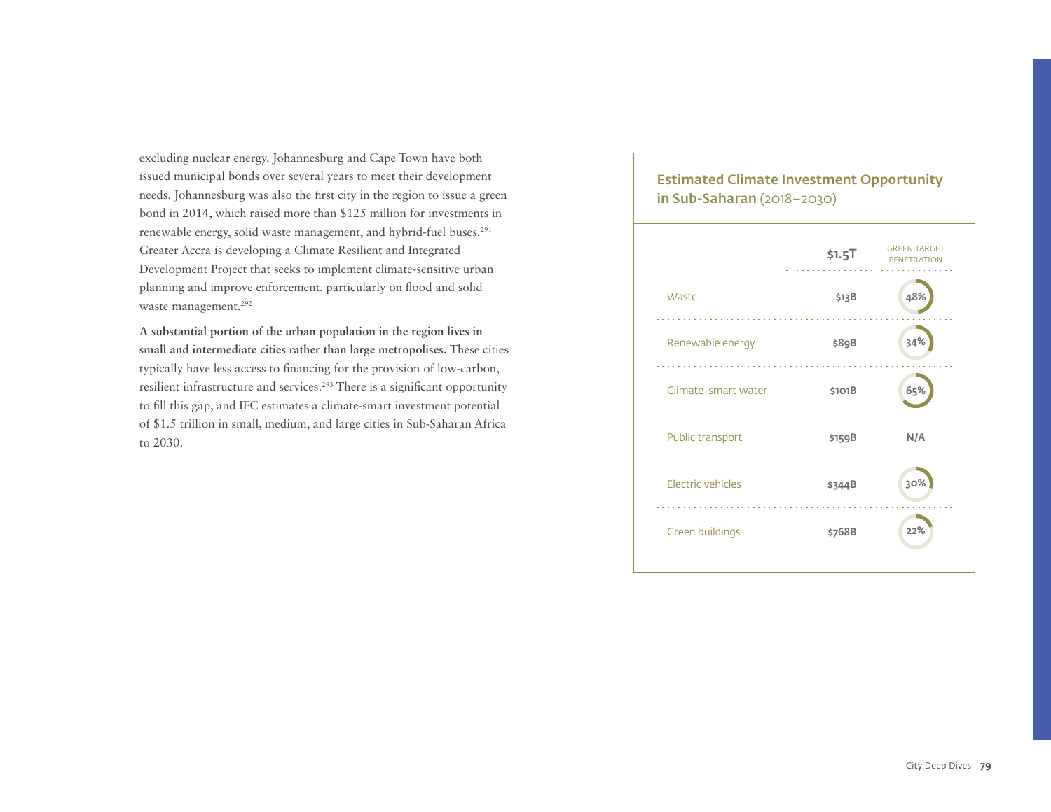excluding nuclear energy. Johannesburg and Cape Town have both issued municipal bonds over several years to meet their development needs. Johannesburg was also the first city in the region to issue a green bond in 2014, which raised more than $125 million for investments in renewable energy, solid waste management, and hybrid-fuel buses.[291] Greater Accra is developing a Climate Resilient and Integrated Development Project that seeks to implement climate-sensitive urban planning and improve enforcement, particularly on flood and solid waste management.[292]

**A substantial portion of the urban population in the region lives in small and intermediate cities rather than large metropolises.** These cities typically have less access to financing for the provision of low-carbon, resilient infrastructure and services.[293] There is a significant opportunity to fill this gap, and IFC estimates a climate-smart investment potential of $1.5 trillion in small, medium, and large cities in Sub-Saharan Africa to 2030.

### Estimated Climate Investment Opportunity in Sub-Saharan (2018–2030)

| | $1.5T | GREEN TARGET PENETRATION |
|---|---|---|
| Waste | $13B | 48% |
| Renewable energy | $89B | 34% |
| Climate-smart water | $101B | 65% |
| Public transport | $159B | N/A |
| Electric vehicles | $344B | 30% |
| Green buildings | $768B | 22% |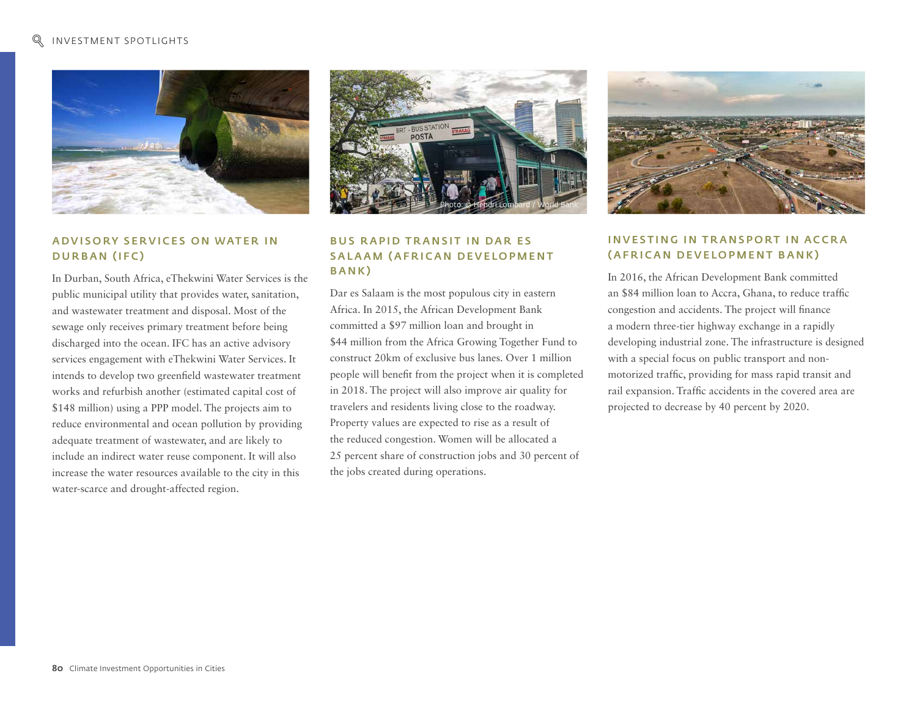## ADVISORY SERVICES ON WATER IN DURBAN (IFC)

In Durban, South Africa, eThekwini Water Services is the public municipal utility that provides water, sanitation, and wastewater treatment and disposal. Most of the sewage only receives primary treatment before being discharged into the ocean. IFC has an active advisory services engagement with eThekwini Water Services. It intends to develop two greenfield wastewater treatment works and refurbish another (estimated capital cost of $148 million) using a PPP model. The projects aim to reduce environmental and ocean pollution by providing adequate treatment of wastewater, and are likely to include an indirect water reuse component. It will also increase the water resources available to the city in this water-scarce and drought-affected region.

Photo: © Hendri Lombard / World Bank

## BUS RAPID TRANSIT IN DAR ES SALAAM (AFRICAN DEVELOPMENT BANK)

Dar es Salaam is the most populous city in eastern Africa. In 2015, the African Development Bank committed a $97 million loan and brought in $44 million from the Africa Growing Together Fund to construct 20km of exclusive bus lanes. Over 1 million people will benefit from the project when it is completed in 2018. The project will also improve air quality for travelers and residents living close to the roadway. Property values are expected to rise as a result of the reduced congestion. Women will be allocated a 25 percent share of construction jobs and 30 percent of the jobs created during operations.

## INVESTING IN TRANSPORT IN ACCRA (AFRICAN DEVELOPMENT BANK)

In 2016, the African Development Bank committed an $84 million loan to Accra, Ghana, to reduce traffic congestion and accidents. The project will finance a modern three-tier highway exchange in a rapidly developing industrial zone. The infrastructure is designed with a special focus on public transport and non-motorized traffic, providing for mass rapid transit and rail expansion. Traffic accidents in the covered area are projected to decrease by 40 percent by 2020.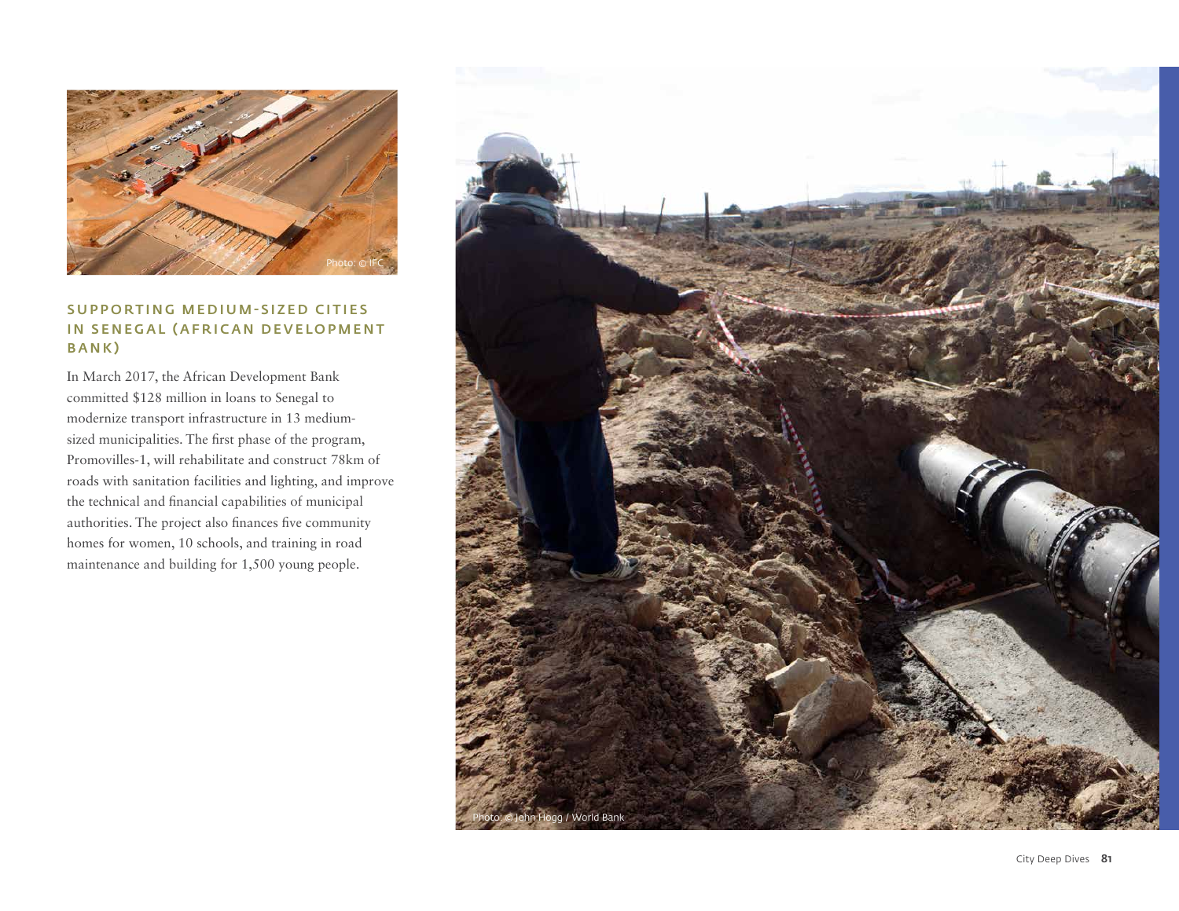Photo: © IFC

## SUPPORTING MEDIUM-SIZED CITIES IN SENEGAL (AFRICAN DEVELOPMENT BANK)

In March 2017, the African Development Bank committed $128 million in loans to Senegal to modernize transport infrastructure in 13 medium-sized municipalities. The first phase of the program, Promovilles-1, will rehabilitate and construct 78km of roads with sanitation facilities and lighting, and improve the technical and financial capabilities of municipal authorities. The project also finances five community homes for women, 10 schools, and training in road maintenance and building for 1,500 young people.

Photo: © John Hogg / World Bank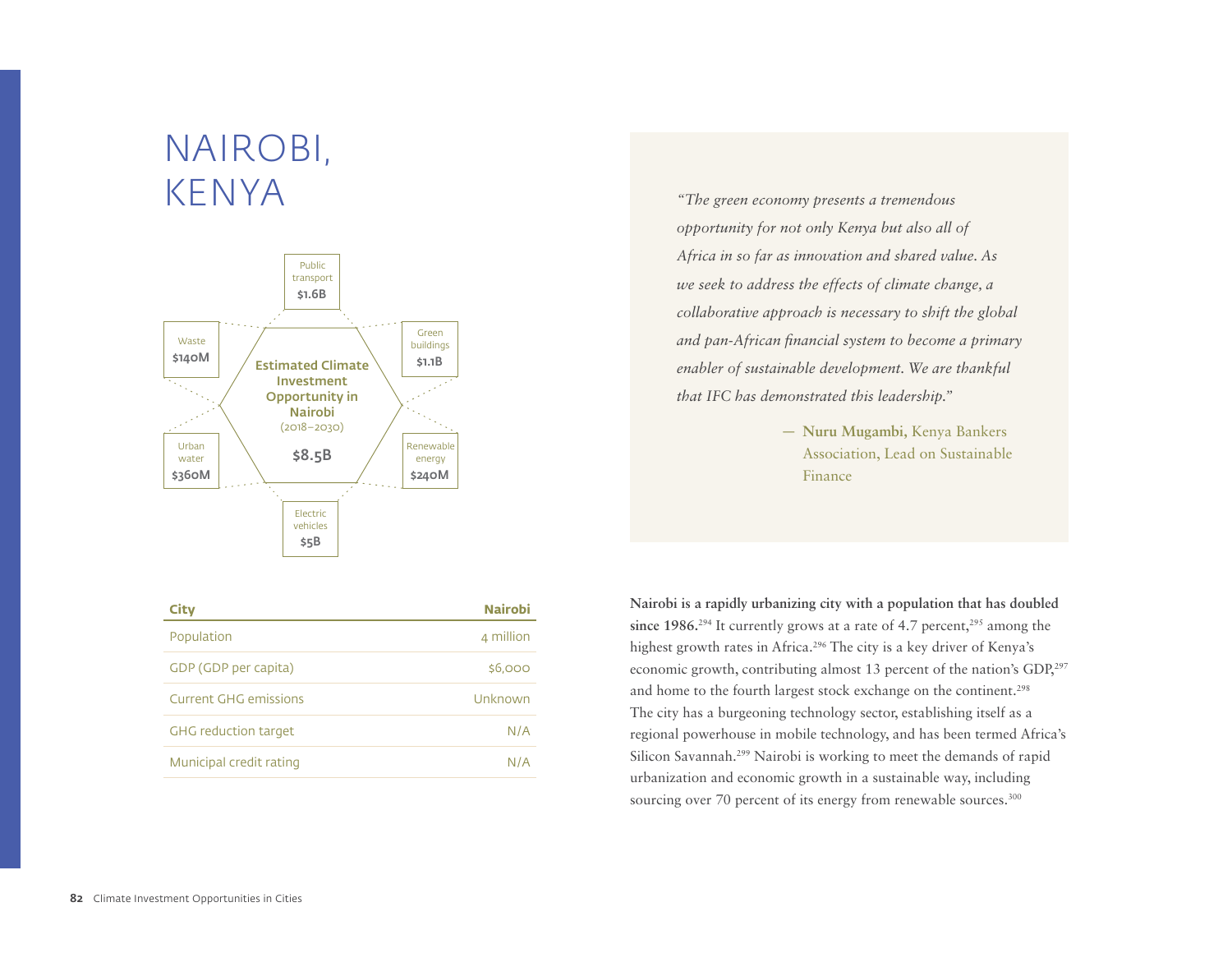# NAIROBI, KENYA

Public transport
$1.6B

Waste
$140M

Green buildings
$1.1B

Estimated Climate Investment Opportunity in Nairobi
(2018–2030)

$8.5B

Urban water
$360M

Renewable energy
$240M

Electric vehicles
$5B

| City | Nairobi |
|---|---|
| Population | 4 million |
| GDP (GDP per capita) | $6,000 |
| Current GHG emissions | Unknown |
| GHG reduction target | N/A |
| Municipal credit rating | N/A |

*"The green economy presents a tremendous opportunity for not only Kenya but also all of Africa in so far as innovation and shared value. As we seek to address the effects of climate change, a collaborative approach is necessary to shift the global and pan-African financial system to become a primary enabler of sustainable development. We are thankful that IFC has demonstrated this leadership."*

— **Nuru Mugambi,** Kenya Bankers Association, Lead on Sustainable Finance

**Nairobi is a rapidly urbanizing city with a population that has doubled since 1986.**[294] It currently grows at a rate of 4.7 percent,[295] among the highest growth rates in Africa.[296] The city is a key driver of Kenya's economic growth, contributing almost 13 percent of the nation's GDP,[297] and home to the fourth largest stock exchange on the continent.[298] The city has a burgeoning technology sector, establishing itself as a regional powerhouse in mobile technology, and has been termed Africa's Silicon Savannah.[299] Nairobi is working to meet the demands of rapid urbanization and economic growth in a sustainable way, including sourcing over 70 percent of its energy from renewable sources.[300]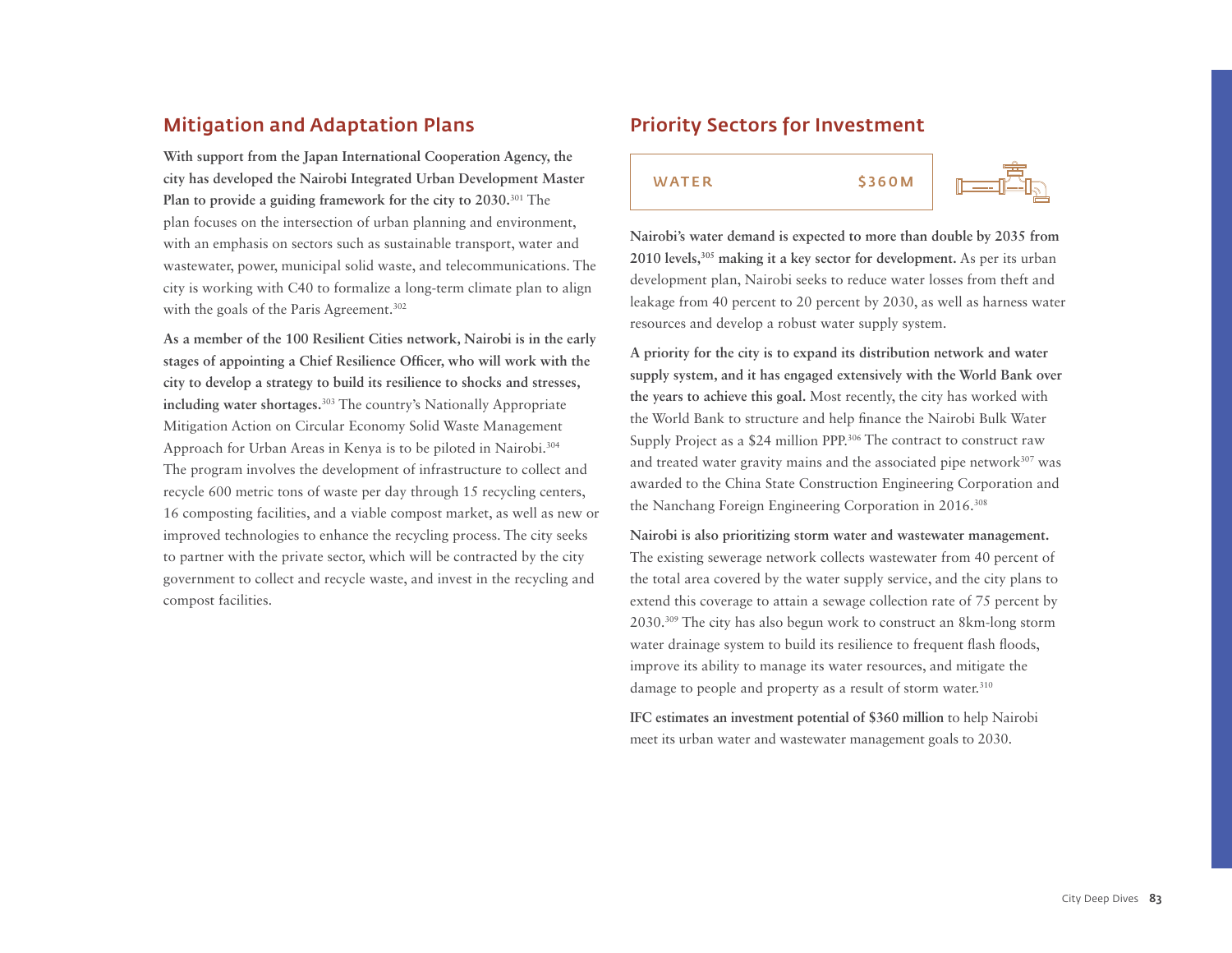## Mitigation and Adaptation Plans

**With support from the Japan International Cooperation Agency, the city has developed the Nairobi Integrated Urban Development Master Plan to provide a guiding framework for the city to 2030.**[301] The plan focuses on the intersection of urban planning and environment, with an emphasis on sectors such as sustainable transport, water and wastewater, power, municipal solid waste, and telecommunications. The city is working with C40 to formalize a long-term climate plan to align with the goals of the Paris Agreement.[302]

**As a member of the 100 Resilient Cities network, Nairobi is in the early stages of appointing a Chief Resilience Officer, who will work with the city to develop a strategy to build its resilience to shocks and stresses, including water shortages.**[303] The country's Nationally Appropriate Mitigation Action on Circular Economy Solid Waste Management Approach for Urban Areas in Kenya is to be piloted in Nairobi.[304] The program involves the development of infrastructure to collect and recycle 600 metric tons of waste per day through 15 recycling centers, 16 composting facilities, and a viable compost market, as well as new or improved technologies to enhance the recycling process. The city seeks to partner with the private sector, which will be contracted by the city government to collect and recycle waste, and invest in the recycling and compost facilities.

## Priority Sectors for Investment

| WATER | $360M |
|---|---|

**Nairobi's water demand is expected to more than double by 2035 from 2010 levels,**[305] **making it a key sector for development.** As per its urban development plan, Nairobi seeks to reduce water losses from theft and leakage from 40 percent to 20 percent by 2030, as well as harness water resources and develop a robust water supply system.

**A priority for the city is to expand its distribution network and water supply system, and it has engaged extensively with the World Bank over the years to achieve this goal.** Most recently, the city has worked with the World Bank to structure and help finance the Nairobi Bulk Water Supply Project as a $24 million PPP.[306] The contract to construct raw and treated water gravity mains and the associated pipe network[307] was awarded to the China State Construction Engineering Corporation and the Nanchang Foreign Engineering Corporation in 2016.[308]

**Nairobi is also prioritizing storm water and wastewater management.** The existing sewerage network collects wastewater from 40 percent of the total area covered by the water supply service, and the city plans to extend this coverage to attain a sewage collection rate of 75 percent by 2030.[309] The city has also begun work to construct an 8km-long storm water drainage system to build its resilience to frequent flash floods, improve its ability to manage its water resources, and mitigate the damage to people and property as a result of storm water.[310]

**IFC estimates an investment potential of $360 million** to help Nairobi meet its urban water and wastewater management goals to 2030.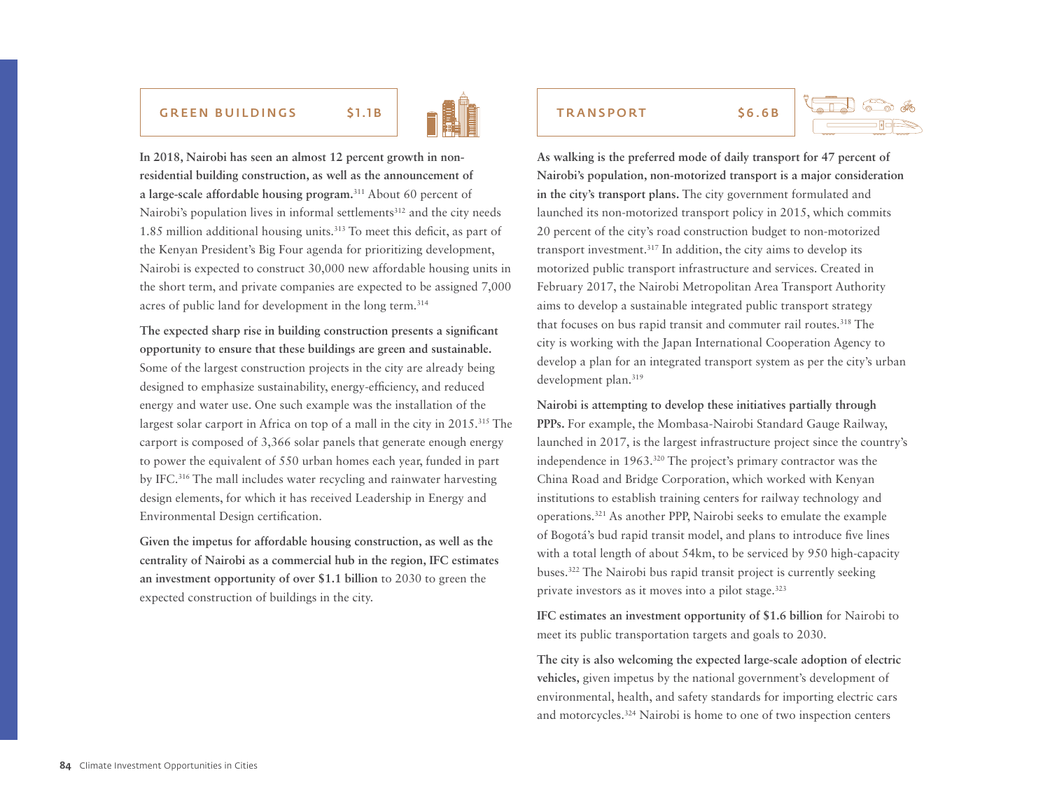## GREEN BUILDINGS $1.1B

**In 2018, Nairobi has seen an almost 12 percent growth in non-residential building construction, as well as the announcement of a large-scale affordable housing program.**[311] About 60 percent of Nairobi's population lives in informal settlements[312] and the city needs 1.85 million additional housing units.[313] To meet this deficit, as part of the Kenyan President's Big Four agenda for prioritizing development, Nairobi is expected to construct 30,000 new affordable housing units in the short term, and private companies are expected to be assigned 7,000 acres of public land for development in the long term.[314]

**The expected sharp rise in building construction presents a significant opportunity to ensure that these buildings are green and sustainable.** Some of the largest construction projects in the city are already being designed to emphasize sustainability, energy-efficiency, and reduced energy and water use. One such example was the installation of the largest solar carport in Africa on top of a mall in the city in 2015.[315] The carport is composed of 3,366 solar panels that generate enough energy to power the equivalent of 550 urban homes each year, funded in part by IFC.[316] The mall includes water recycling and rainwater harvesting design elements, for which it has received Leadership in Energy and Environmental Design certification.

**Given the impetus for affordable housing construction, as well as the centrality of Nairobi as a commercial hub in the region, IFC estimates an investment opportunity of over $1.1 billion** to 2030 to green the expected construction of buildings in the city.

## TRANSPORT $6.6B

**As walking is the preferred mode of daily transport for 47 percent of Nairobi's population, non-motorized transport is a major consideration in the city's transport plans.** The city government formulated and launched its non-motorized transport policy in 2015, which commits 20 percent of the city's road construction budget to non-motorized transport investment.[317] In addition, the city aims to develop its motorized public transport infrastructure and services. Created in February 2017, the Nairobi Metropolitan Area Transport Authority aims to develop a sustainable integrated public transport strategy that focuses on bus rapid transit and commuter rail routes.[318] The city is working with the Japan International Cooperation Agency to develop a plan for an integrated transport system as per the city's urban development plan.[319]

**Nairobi is attempting to develop these initiatives partially through PPPs.** For example, the Mombasa-Nairobi Standard Gauge Railway, launched in 2017, is the largest infrastructure project since the country's independence in 1963.[320] The project's primary contractor was the China Road and Bridge Corporation, which worked with Kenyan institutions to establish training centers for railway technology and operations.[321] As another PPP, Nairobi seeks to emulate the example of Bogotá's bud rapid transit model, and plans to introduce five lines with a total length of about 54km, to be serviced by 950 high-capacity buses.[322] The Nairobi bus rapid transit project is currently seeking private investors as it moves into a pilot stage.[323]

**IFC estimates an investment opportunity of $1.6 billion** for Nairobi to meet its public transportation targets and goals to 2030.

**The city is also welcoming the expected large-scale adoption of electric vehicles,** given impetus by the national government's development of environmental, health, and safety standards for importing electric cars and motorcycles.[324] Nairobi is home to one of two inspection centers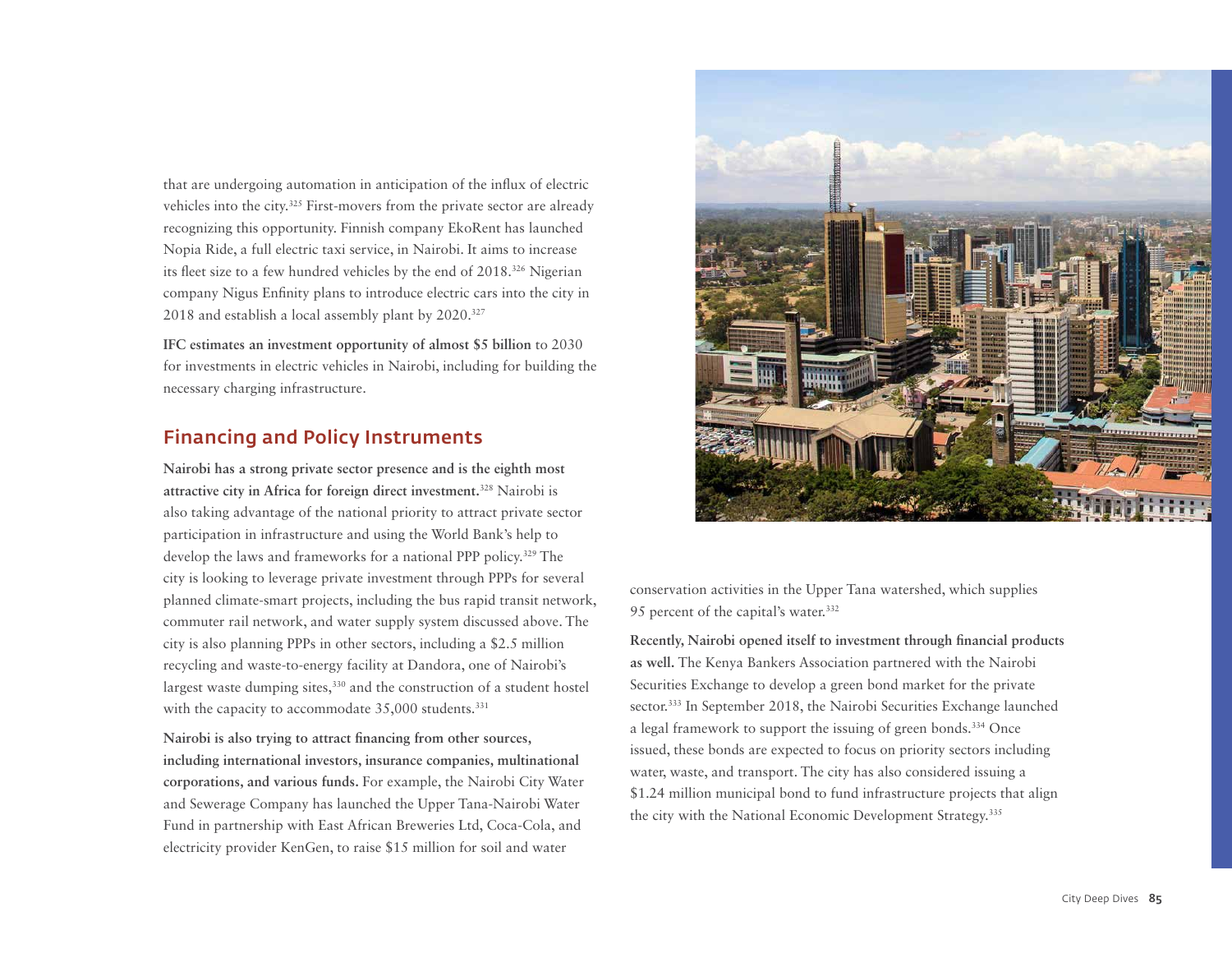that are undergoing automation in anticipation of the influx of electric vehicles into the city.[325] First-movers from the private sector are already recognizing this opportunity. Finnish company EkoRent has launched Nopia Ride, a full electric taxi service, in Nairobi. It aims to increase its fleet size to a few hundred vehicles by the end of 2018.[326] Nigerian company Nigus Enfinity plans to introduce electric cars into the city in 2018 and establish a local assembly plant by 2020.[327]

**IFC estimates an investment opportunity of almost $5 billion** to 2030 for investments in electric vehicles in Nairobi, including for building the necessary charging infrastructure.

## Financing and Policy Instruments

**Nairobi has a strong private sector presence and is the eighth most attractive city in Africa for foreign direct investment.**[328] Nairobi is also taking advantage of the national priority to attract private sector participation in infrastructure and using the World Bank's help to develop the laws and frameworks for a national PPP policy.[329] The city is looking to leverage private investment through PPPs for several planned climate-smart projects, including the bus rapid transit network, commuter rail network, and water supply system discussed above. The city is also planning PPPs in other sectors, including a $2.5 million recycling and waste-to-energy facility at Dandora, one of Nairobi's largest waste dumping sites,[330] and the construction of a student hostel with the capacity to accommodate 35,000 students.[331]

**Nairobi is also trying to attract financing from other sources, including international investors, insurance companies, multinational corporations, and various funds.** For example, the Nairobi City Water and Sewerage Company has launched the Upper Tana-Nairobi Water Fund in partnership with East African Breweries Ltd, Coca-Cola, and electricity provider KenGen, to raise $15 million for soil and water conservation activities in the Upper Tana watershed, which supplies 95 percent of the capital's water.[332]

**Recently, Nairobi opened itself to investment through financial products as well.** The Kenya Bankers Association partnered with the Nairobi Securities Exchange to develop a green bond market for the private sector.[333] In September 2018, the Nairobi Securities Exchange launched a legal framework to support the issuing of green bonds.[334] Once issued, these bonds are expected to focus on priority sectors including water, waste, and transport. The city has also considered issuing a $1.24 million municipal bond to fund infrastructure projects that align the city with the National Economic Development Strategy.[335]